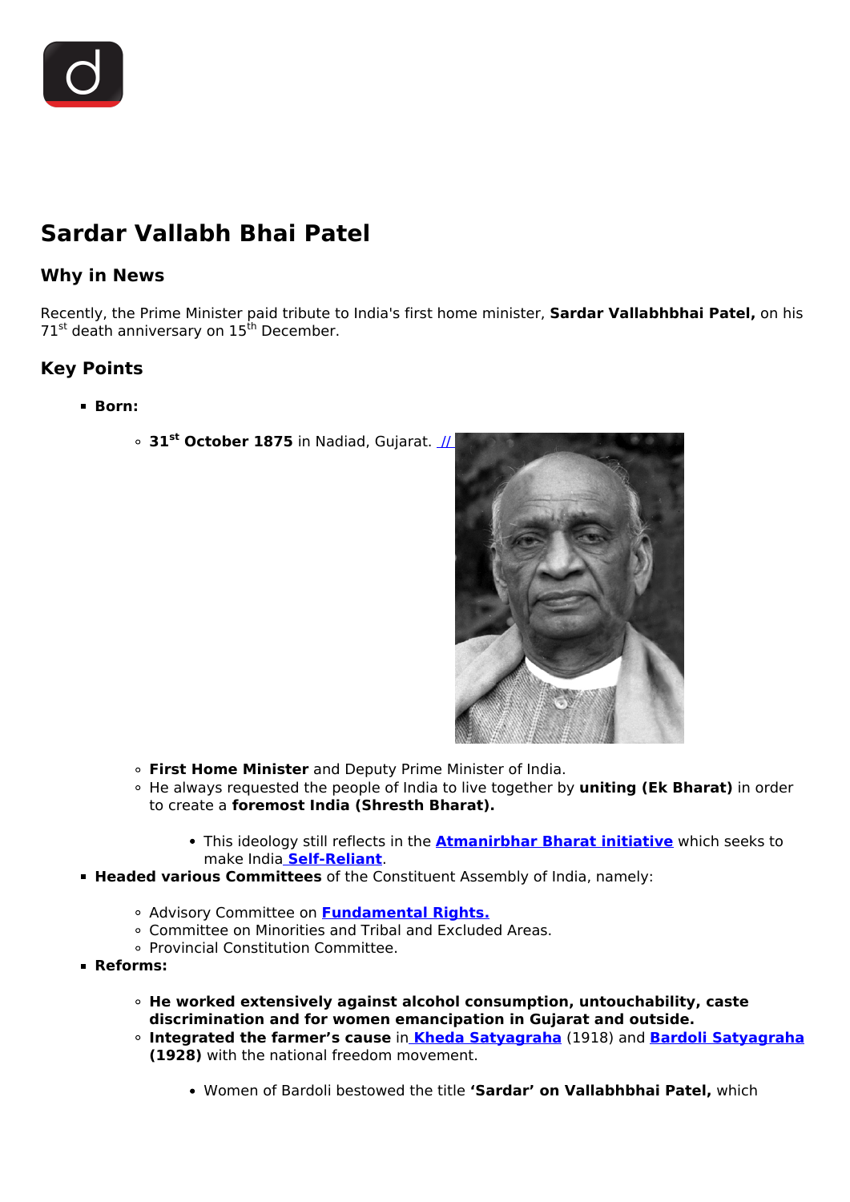# Sardar Vallabh Bhai Patel

## Why in News

Recently, the Prime Minister paid tribute to India's first home minister, **Sardar Vallabhbhai Patel,** on his 71st death anniversary on 15th December.

## Key Points

- **Born:**
  - **31st October 1875** in Nadiad, Gujarat.
  - **First Home Minister** and Deputy Prime Minister of India.
  - He always requested the people of India to live together by **uniting (Ek Bharat)** in order to create a **foremost India (Shresth Bharat).**
    - This ideology still reflects in the **Atmanirbhar Bharat initiative** which seeks to make India **Self-Reliant**.
- **Headed various Committees** of the Constituent Assembly of India, namely:
  - Advisory Committee on **Fundamental Rights.**
  - Committee on Minorities and Tribal and Excluded Areas.
  - Provincial Constitution Committee.
- **Reforms:**
  - **He worked extensively against alcohol consumption, untouchability, caste discrimination and for women emancipation in Gujarat and outside.**
  - **Integrated the farmer's cause** in **Kheda Satyagraha** (1918) and **Bardoli Satyagraha (1928)** with the national freedom movement.
    - Women of Bardoli bestowed the title **'Sardar' on Vallabhbhai Patel,** which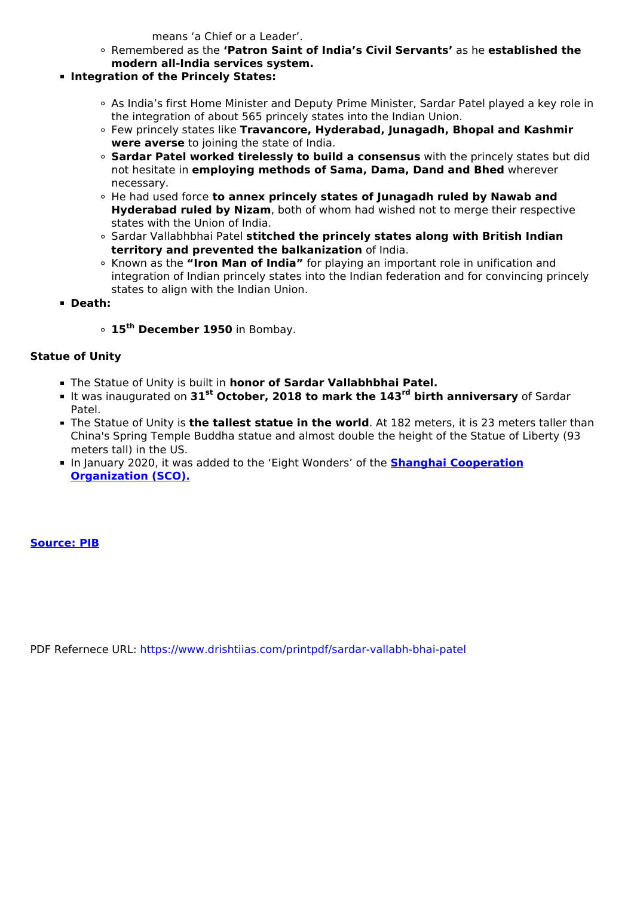means ‘a Chief or a Leader’.
    - Remembered as the **‘Patron Saint of India’s Civil Servants’** as he **established the modern all-India services system.**
- **Integration of the Princely States:**
    - As India’s first Home Minister and Deputy Prime Minister, Sardar Patel played a key role in the integration of about 565 princely states into the Indian Union.
    - Few princely states like **Travancore, Hyderabad, Junagadh, Bhopal and Kashmir were averse** to joining the state of India.
    - **Sardar Patel worked tirelessly to build a consensus** with the princely states but did not hesitate in **employing methods of Sama, Dama, Dand and Bhed** wherever necessary.
    - He had used force **to annex princely states of Junagadh ruled by Nawab and Hyderabad ruled by Nizam**, both of whom had wished not to merge their respective states with the Union of India.
    - Sardar Vallabhbhai Patel **stitched the princely states along with British Indian territory and prevented the balkanization** of India.
    - Known as the **“Iron Man of India”** for playing an important role in unification and integration of Indian princely states into the Indian federation and for convincing princely states to align with the Indian Union.
- **Death:**
    - **15th December 1950** in Bombay.

**Statue of Unity**

- The Statue of Unity is built in **honor of Sardar Vallabhbhai Patel.**
- It was inaugurated on **31st October, 2018 to mark the 143rd birth anniversary** of Sardar Patel.
- The Statue of Unity is **the tallest statue in the world**. At 182 meters, it is 23 meters taller than China's Spring Temple Buddha statue and almost double the height of the Statue of Liberty (93 meters tall) in the US.
- In January 2020, it was added to the ‘Eight Wonders’ of the **Shanghai Cooperation Organization (SCO).**

**Source: PIB**

PDF Refernece URL: https://www.drishtiias.com/printpdf/sardar-vallabh-bhai-patel